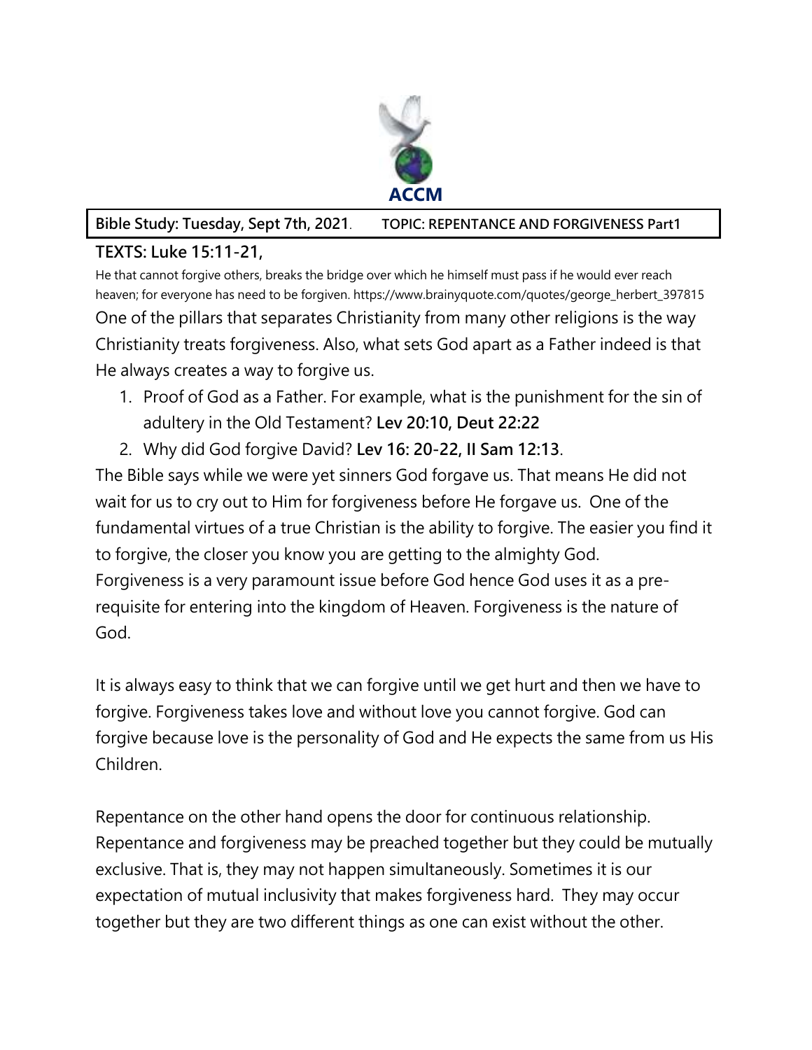ACCM

**Bible Study: Tuesday, Sept 7th, 2021**. **TOPIC: REPENTANCE AND FORGIVENESS Part1**

**TEXTS: Luke 15:11-21,**

He that cannot forgive others, breaks the bridge over which he himself must pass if he would ever reach heaven; for everyone has need to be forgiven. https://www.brainyquote.com/quotes/george_herbert_397815

One of the pillars that separates Christianity from many other religions is the way Christianity treats forgiveness. Also, what sets God apart as a Father indeed is that He always creates a way to forgive us.

1. Proof of God as a Father. For example, what is the punishment for the sin of adultery in the Old Testament? **Lev 20:10, Deut 22:22**
2. Why did God forgive David? **Lev 16: 20-22, II Sam 12:13**.

The Bible says while we were yet sinners God forgave us. That means He did not wait for us to cry out to Him for forgiveness before He forgave us. One of the fundamental virtues of a true Christian is the ability to forgive. The easier you find it to forgive, the closer you know you are getting to the almighty God. Forgiveness is a very paramount issue before God hence God uses it as a pre-requisite for entering into the kingdom of Heaven. Forgiveness is the nature of God.

It is always easy to think that we can forgive until we get hurt and then we have to forgive. Forgiveness takes love and without love you cannot forgive. God can forgive because love is the personality of God and He expects the same from us His Children.

Repentance on the other hand opens the door for continuous relationship. Repentance and forgiveness may be preached together but they could be mutually exclusive. That is, they may not happen simultaneously. Sometimes it is our expectation of mutual inclusivity that makes forgiveness hard. They may occur together but they are two different things as one can exist without the other.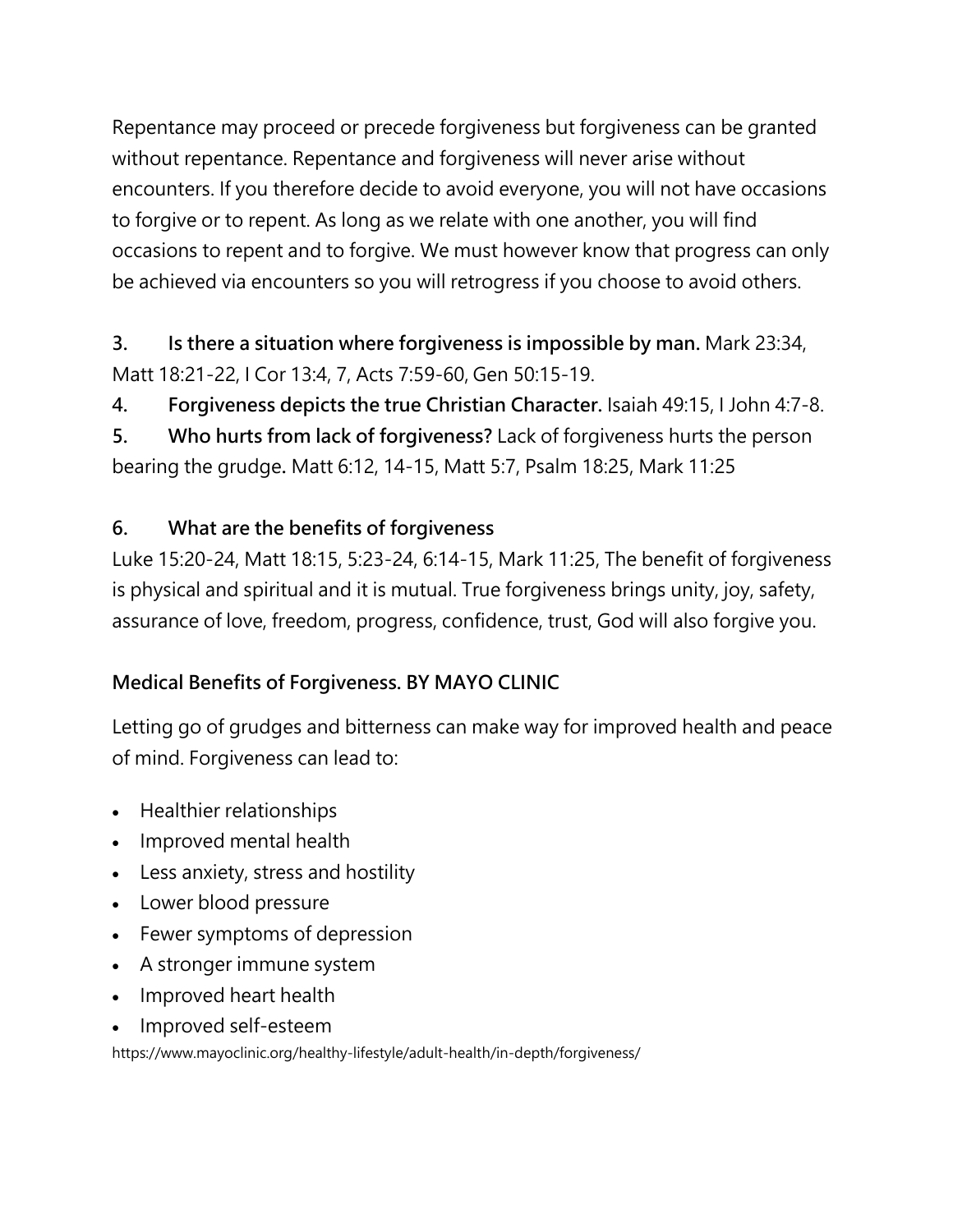Repentance may proceed or precede forgiveness but forgiveness can be granted without repentance. Repentance and forgiveness will never arise without encounters. If you therefore decide to avoid everyone, you will not have occasions to forgive or to repent. As long as we relate with one another, you will find occasions to repent and to forgive. We must however know that progress can only be achieved via encounters so you will retrogress if you choose to avoid others.

3. **Is there a situation where forgiveness is impossible by man.** Mark 23:34, Matt 18:21-22, I Cor 13:4, 7, Acts 7:59-60, Gen 50:15-19.

4. **Forgiveness depicts the true Christian Character.** Isaiah 49:15, I John 4:7-8.

5. **Who hurts from lack of forgiveness?** Lack of forgiveness hurts the person bearing the grudge**.** Matt 6:12, 14-15, Matt 5:7, Psalm 18:25, Mark 11:25

6. **What are the benefits of forgiveness**

Luke 15:20-24, Matt 18:15, 5:23-24, 6:14-15, Mark 11:25, The benefit of forgiveness is physical and spiritual and it is mutual. True forgiveness brings unity, joy, safety, assurance of love, freedom, progress, confidence, trust, God will also forgive you.

**Medical Benefits of Forgiveness. BY MAYO CLINIC**

Letting go of grudges and bitterness can make way for improved health and peace of mind. Forgiveness can lead to:

- Healthier relationships
- Improved mental health
- Less anxiety, stress and hostility
- Lower blood pressure
- Fewer symptoms of depression
- A stronger immune system
- Improved heart health
- Improved self-esteem

https://www.mayoclinic.org/healthy-lifestyle/adult-health/in-depth/forgiveness/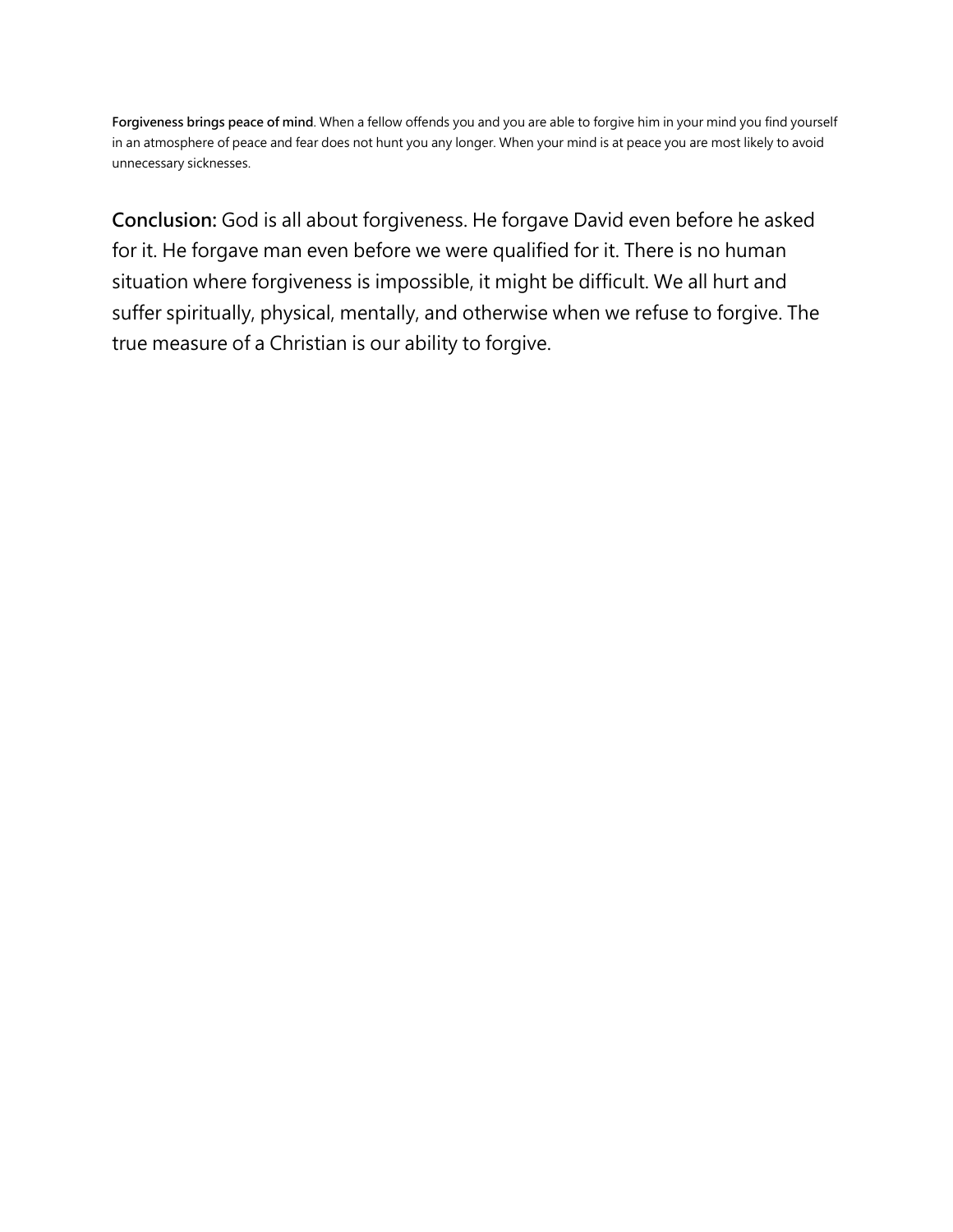**Forgiveness brings peace of mind**. When a fellow offends you and you are able to forgive him in your mind you find yourself in an atmosphere of peace and fear does not hunt you any longer. When your mind is at peace you are most likely to avoid unnecessary sicknesses.

**Conclusion:** God is all about forgiveness. He forgave David even before he asked for it. He forgave man even before we were qualified for it. There is no human situation where forgiveness is impossible, it might be difficult. We all hurt and suffer spiritually, physical, mentally, and otherwise when we refuse to forgive. The true measure of a Christian is our ability to forgive.